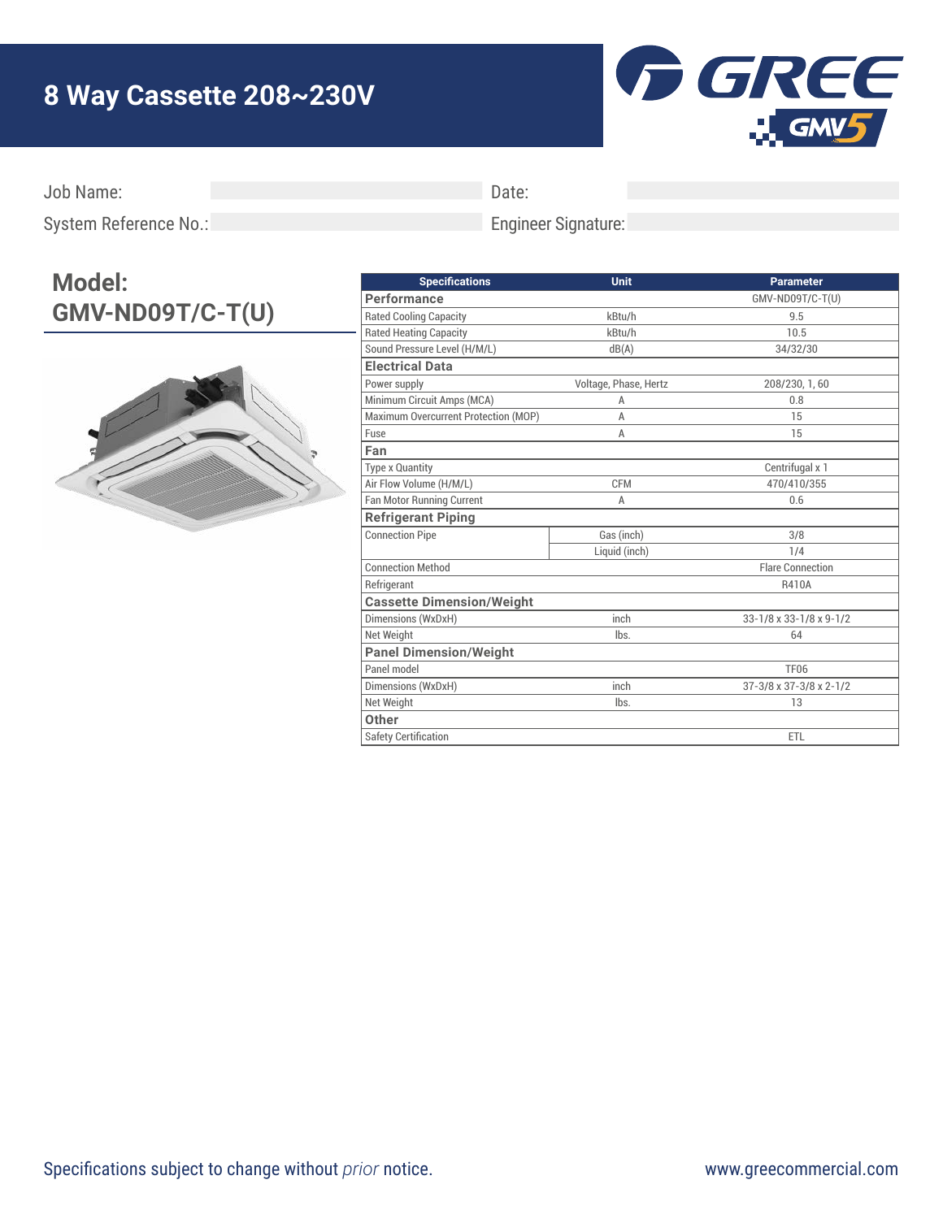# 8 Way Cassette 208~230V

GREE GMV5

Job Name:

Date:

System Reference No.:

Engineer Signature:

## Model: GMV-ND09T/C-T(U)

| Specifications | Unit | Parameter |
|---|---|---|
| **Performance** | | GMV-ND09T/C-T(U) |
| Rated Cooling Capacity | kBtu/h | 9.5 |
| Rated Heating Capacity | kBtu/h | 10.5 |
| Sound Pressure Level (H/M/L) | dB(A) | 34/32/30 |
| **Electrical Data** | | |
| Power supply | Voltage, Phase, Hertz | 208/230, 1, 60 |
| Minimum Circuit Amps (MCA) | A | 0.8 |
| Maximum Overcurrent Protection (MOP) | A | 15 |
| Fuse | A | 15 |
| **Fan** | | |
| Type x Quantity | | Centrifugal x 1 |
| Air Flow Volume (H/M/L) | CFM | 470/410/355 |
| Fan Motor Running Current | A | 0.6 |
| **Refrigerant Piping** | | |
| Connection Pipe | Gas (inch) | 3/8 |
| | Liquid (inch) | 1/4 |
| Connection Method | | Flare Connection |
| Refrigerant | | R410A |
| **Cassette Dimension/Weight** | | |
| Dimensions (WxDxH) | inch | 33-1/8 x 33-1/8 x 9-1/2 |
| Net Weight | lbs. | 64 |
| **Panel Dimension/Weight** | | |
| Panel model | | TF06 |
| Dimensions (WxDxH) | inch | 37-3/8 x 37-3/8 x 2-1/2 |
| Net Weight | lbs. | 13 |
| **Other** | | |
| Safety Certification | | ETL |

Specifications subject to change without *prior* notice.

www.greecommercial.com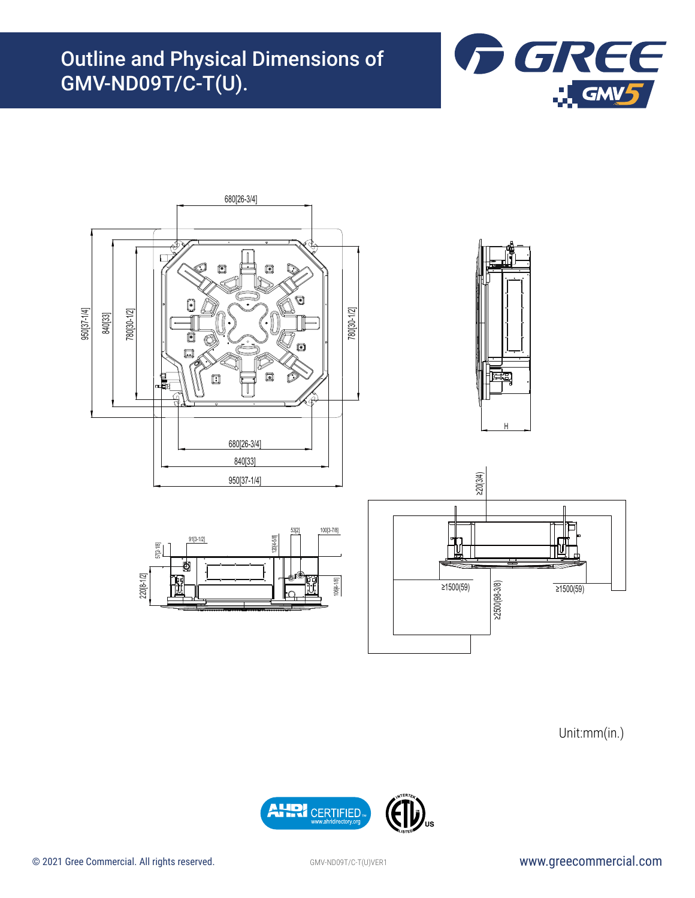# Outline and Physical Dimensions of GMV-ND09T/C-T(U).

680[26-3/4]

950[37-1/4]

840[33]

780[30-1/2]

780[30-1/2]

680[26-3/4]

840[33]

950[37-1/4]

H

≥20(3/4)

57[2-1/8]

91[3-1/2]

120[4-5/8]

53[2]

100[3-7/8]

220[8-1/2]

106[4-1/8]

≥1500(59)

≥1500(59)

≥2500(98-3/8)

Unit:mm(in.)

© 2021 Gree Commercial. All rights reserved.

GMV-ND09T/C-T(U)VER1

www.greecommercial.com